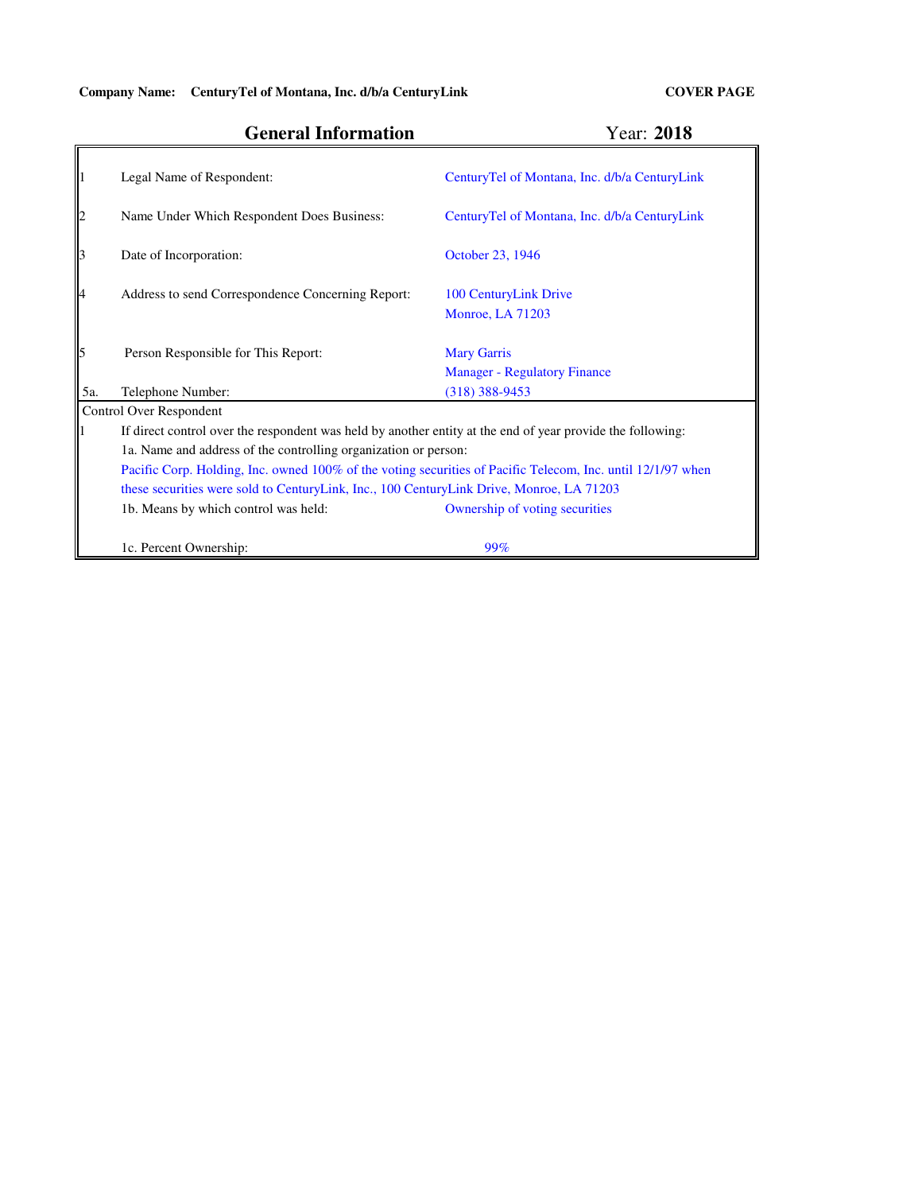**Company Name: CenturyTel of Montana, Inc. d/b/a CenturyLink** **COVER PAGE**

## General Information

Year: **2018**

| | | |
|---|---|---|
| 1 | Legal Name of Respondent: | CenturyTel of Montana, Inc. d/b/a CenturyLink |
| 2 | Name Under Which Respondent Does Business: | CenturyTel of Montana, Inc. d/b/a CenturyLink |
| 3 | Date of Incorporation: | October 23, 1946 |
| 4 | Address to send Correspondence Concerning Report: | 100 CenturyLink Drive<br>Monroe, LA 71203 |
| 5 | Person Responsible for This Report: | Mary Garris<br>Manager - Regulatory Finance |
| 5a. | Telephone Number: | (318) 388-9453 |

Control Over Respondent

1. If direct control over the respondent was held by another entity at the end of year provide the following:

   1a. Name and address of the controlling organization or person:

   Pacific Corp. Holding, Inc. owned 100% of the voting securities of Pacific Telecom, Inc. until 12/1/97 when these securities were sold to CenturyLink, Inc., 100 CenturyLink Drive, Monroe, LA 71203

   1b. Means by which control was held: Ownership of voting securities

   1c. Percent Ownership: 99%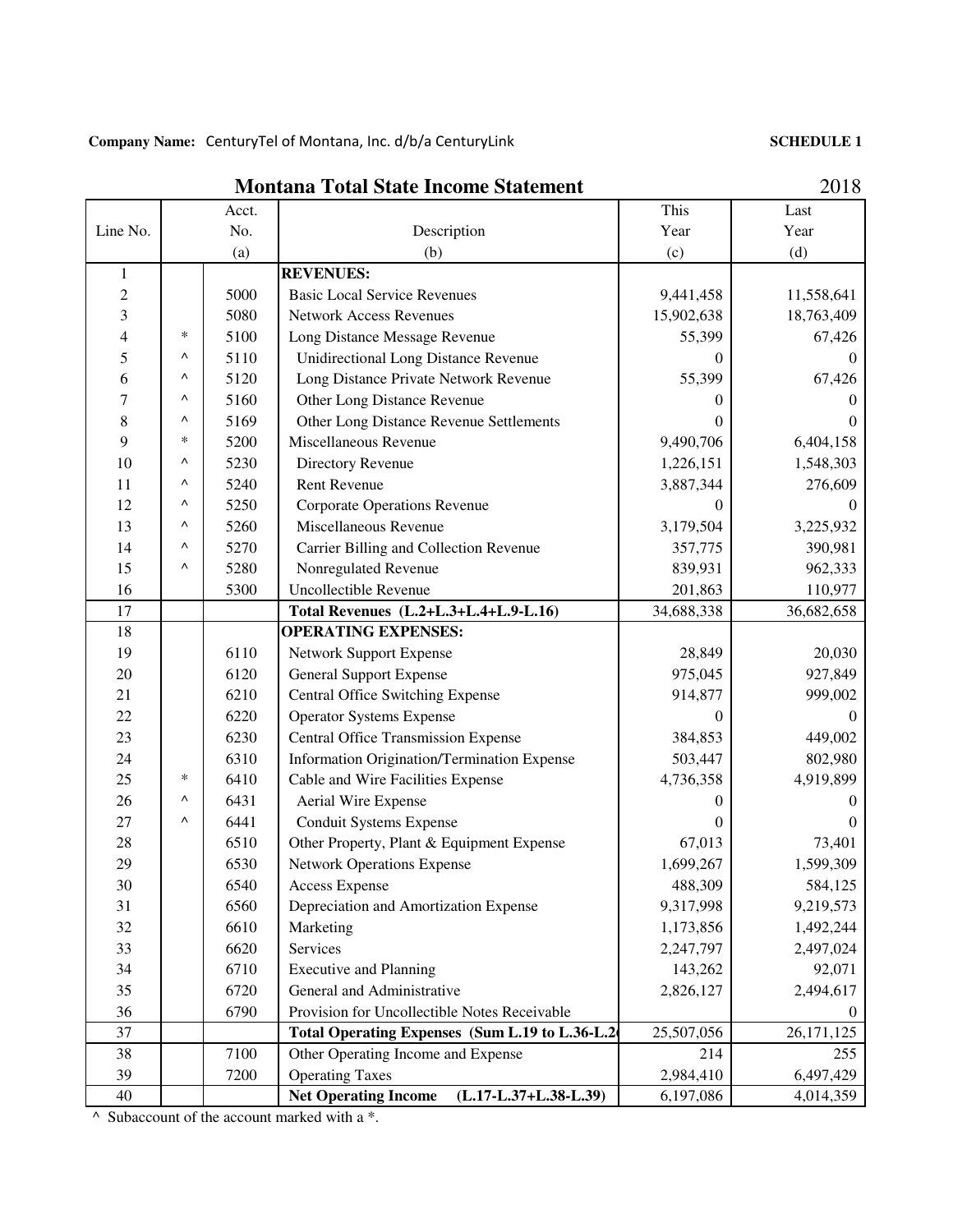**Company Name:** CenturyTel of Montana, Inc. d/b/a CenturyLink **SCHEDULE 1**

## Montana Total State Income Statement 2018

| Line No. | | Acct. No. (a) | Description (b) | This Year (c) | Last Year (d) |
|---|---|---|---|---|---|
| 1 | | | **REVENUES:** | | |
| 2 | | 5000 | Basic Local Service Revenues | 9,441,458 | 11,558,641 |
| 3 | | 5080 | Network Access Revenues | 15,902,638 | 18,763,409 |
| 4 | * | 5100 | Long Distance Message Revenue | 55,399 | 67,426 |
| 5 | ^ | 5110 | Unidirectional Long Distance Revenue | 0 | 0 |
| 6 | ^ | 5120 | Long Distance Private Network Revenue | 55,399 | 67,426 |
| 7 | ^ | 5160 | Other Long Distance Revenue | 0 | 0 |
| 8 | ^ | 5169 | Other Long Distance Revenue Settlements | 0 | 0 |
| 9 | * | 5200 | Miscellaneous Revenue | 9,490,706 | 6,404,158 |
| 10 | ^ | 5230 | Directory Revenue | 1,226,151 | 1,548,303 |
| 11 | ^ | 5240 | Rent Revenue | 3,887,344 | 276,609 |
| 12 | ^ | 5250 | Corporate Operations Revenue | 0 | 0 |
| 13 | ^ | 5260 | Miscellaneous Revenue | 3,179,504 | 3,225,932 |
| 14 | ^ | 5270 | Carrier Billing and Collection Revenue | 357,775 | 390,981 |
| 15 | ^ | 5280 | Nonregulated Revenue | 839,931 | 962,333 |
| 16 | | 5300 | Uncollectible Revenue | 201,863 | 110,977 |
| 17 | | | **Total Revenues (L.2+L.3+L.4+L.9-L.16)** | 34,688,338 | 36,682,658 |
| 18 | | | **OPERATING EXPENSES:** | | |
| 19 | | 6110 | Network Support Expense | 28,849 | 20,030 |
| 20 | | 6120 | General Support Expense | 975,045 | 927,849 |
| 21 | | 6210 | Central Office Switching Expense | 914,877 | 999,002 |
| 22 | | 6220 | Operator Systems Expense | 0 | 0 |
| 23 | | 6230 | Central Office Transmission Expense | 384,853 | 449,002 |
| 24 | | 6310 | Information Origination/Termination Expense | 503,447 | 802,980 |
| 25 | * | 6410 | Cable and Wire Facilities Expense | 4,736,358 | 4,919,899 |
| 26 | ^ | 6431 | Aerial Wire Expense | 0 | 0 |
| 27 | ^ | 6441 | Conduit Systems Expense | 0 | 0 |
| 28 | | 6510 | Other Property, Plant & Equipment Expense | 67,013 | 73,401 |
| 29 | | 6530 | Network Operations Expense | 1,699,267 | 1,599,309 |
| 30 | | 6540 | Access Expense | 488,309 | 584,125 |
| 31 | | 6560 | Depreciation and Amortization Expense | 9,317,998 | 9,219,573 |
| 32 | | 6610 | Marketing | 1,173,856 | 1,492,244 |
| 33 | | 6620 | Services | 2,247,797 | 2,497,024 |
| 34 | | 6710 | Executive and Planning | 143,262 | 92,071 |
| 35 | | 6720 | General and Administrative | 2,826,127 | 2,494,617 |
| 36 | | 6790 | Provision for Uncollectible Notes Receivable | | 0 |
| 37 | | | **Total Operating Expenses (Sum L.19 to L.36-L.2** | 25,507,056 | 26,171,125 |
| 38 | | 7100 | Other Operating Income and Expense | 214 | 255 |
| 39 | | 7200 | Operating Taxes | 2,984,410 | 6,497,429 |
| 40 | | | **Net Operating Income (L.17-L.37+L.38-L.39)** | 6,197,086 | 4,014,359 |

^ Subaccount of the account marked with a *.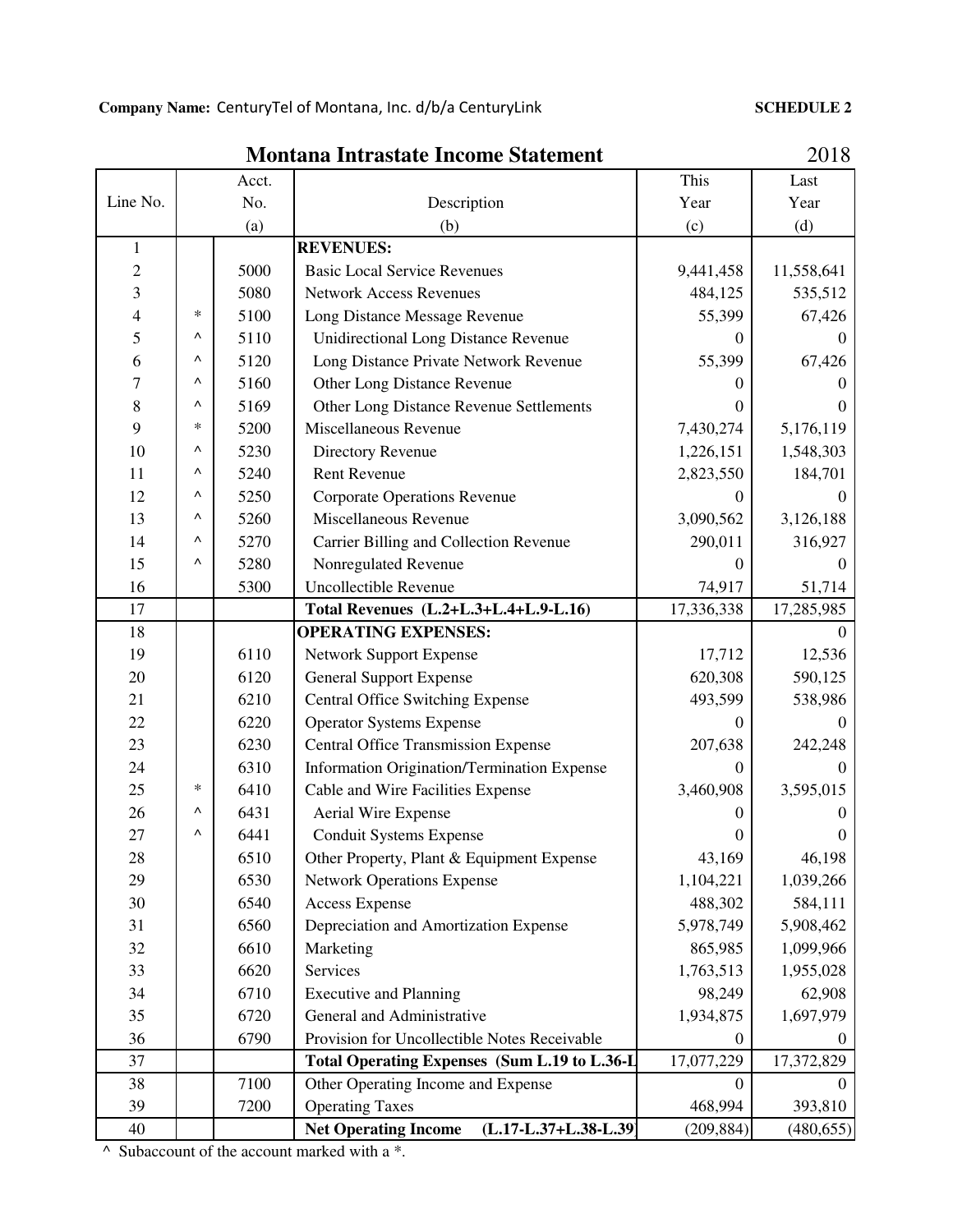**Company Name:** CenturyTel of Montana, Inc. d/b/a CenturyLink **SCHEDULE 2**

## Montana Intrastate Income Statement 2018

| Line No. | | Acct. No. (a) | Description (b) | This Year (c) | Last Year (d) |
|---|---|---|---|---|---|
| 1 | | | **REVENUES:** | | |
| 2 | | 5000 | Basic Local Service Revenues | 9,441,458 | 11,558,641 |
| 3 | | 5080 | Network Access Revenues | 484,125 | 535,512 |
| 4 | * | 5100 | Long Distance Message Revenue | 55,399 | 67,426 |
| 5 | ^ | 5110 | Unidirectional Long Distance Revenue | 0 | 0 |
| 6 | ^ | 5120 | Long Distance Private Network Revenue | 55,399 | 67,426 |
| 7 | ^ | 5160 | Other Long Distance Revenue | 0 | 0 |
| 8 | ^ | 5169 | Other Long Distance Revenue Settlements | 0 | 0 |
| 9 | * | 5200 | Miscellaneous Revenue | 7,430,274 | 5,176,119 |
| 10 | ^ | 5230 | Directory Revenue | 1,226,151 | 1,548,303 |
| 11 | ^ | 5240 | Rent Revenue | 2,823,550 | 184,701 |
| 12 | ^ | 5250 | Corporate Operations Revenue | 0 | 0 |
| 13 | ^ | 5260 | Miscellaneous Revenue | 3,090,562 | 3,126,188 |
| 14 | ^ | 5270 | Carrier Billing and Collection Revenue | 290,011 | 316,927 |
| 15 | ^ | 5280 | Nonregulated Revenue | 0 | 0 |
| 16 | | 5300 | Uncollectible Revenue | 74,917 | 51,714 |
| 17 | | | **Total Revenues (L.2+L.3+L.4+L.9-L.16)** | 17,336,338 | 17,285,985 |
| 18 | | | **OPERATING EXPENSES:** | | 0 |
| 19 | | 6110 | Network Support Expense | 17,712 | 12,536 |
| 20 | | 6120 | General Support Expense | 620,308 | 590,125 |
| 21 | | 6210 | Central Office Switching Expense | 493,599 | 538,986 |
| 22 | | 6220 | Operator Systems Expense | 0 | 0 |
| 23 | | 6230 | Central Office Transmission Expense | 207,638 | 242,248 |
| 24 | | 6310 | Information Origination/Termination Expense | 0 | 0 |
| 25 | * | 6410 | Cable and Wire Facilities Expense | 3,460,908 | 3,595,015 |
| 26 | ^ | 6431 | Aerial Wire Expense | 0 | 0 |
| 27 | ^ | 6441 | Conduit Systems Expense | 0 | 0 |
| 28 | | 6510 | Other Property, Plant & Equipment Expense | 43,169 | 46,198 |
| 29 | | 6530 | Network Operations Expense | 1,104,221 | 1,039,266 |
| 30 | | 6540 | Access Expense | 488,302 | 584,111 |
| 31 | | 6560 | Depreciation and Amortization Expense | 5,978,749 | 5,908,462 |
| 32 | | 6610 | Marketing | 865,985 | 1,099,966 |
| 33 | | 6620 | Services | 1,763,513 | 1,955,028 |
| 34 | | 6710 | Executive and Planning | 98,249 | 62,908 |
| 35 | | 6720 | General and Administrative | 1,934,875 | 1,697,979 |
| 36 | | 6790 | Provision for Uncollectible Notes Receivable | 0 | 0 |
| 37 | | | **Total Operating Expenses (Sum L.19 to L.36-L** | 17,077,229 | 17,372,829 |
| 38 | | 7100 | Other Operating Income and Expense | 0 | 0 |
| 39 | | 7200 | Operating Taxes | 468,994 | 393,810 |
| 40 | | | **Net Operating Income (L.17-L.37+L.38-L.39** | (209,884) | (480,655) |

^ Subaccount of the account marked with a *.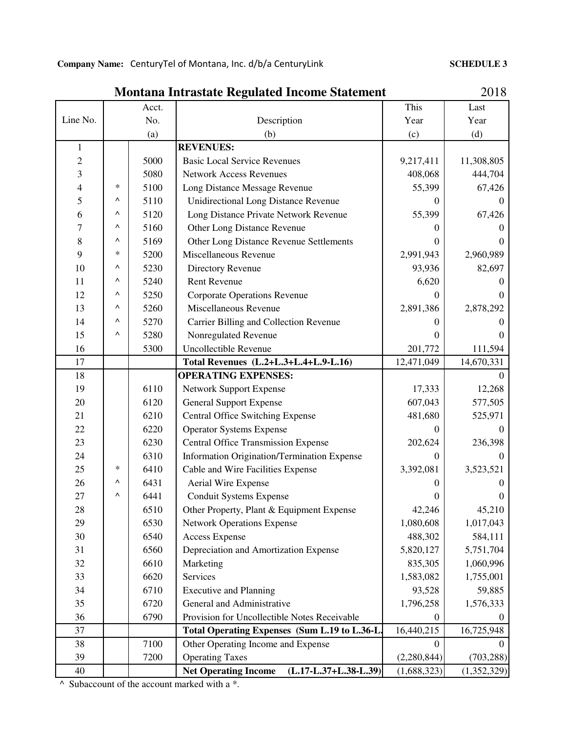**Company Name:** CenturyTel of Montana, Inc. d/b/a CenturyLink **SCHEDULE 3**

## Montana Intrastate Regulated Income Statement 2018

| Line No. | | Acct. No. (a) | Description (b) | This Year (c) | Last Year (d) |
|---|---|---|---|---|---|
| 1 | | | **REVENUES:** | | |
| 2 | | 5000 | Basic Local Service Revenues | 9,217,411 | 11,308,805 |
| 3 | | 5080 | Network Access Revenues | 408,068 | 444,704 |
| 4 | * | 5100 | Long Distance Message Revenue | 55,399 | 67,426 |
| 5 | ^ | 5110 | Unidirectional Long Distance Revenue | 0 | 0 |
| 6 | ^ | 5120 | Long Distance Private Network Revenue | 55,399 | 67,426 |
| 7 | ^ | 5160 | Other Long Distance Revenue | 0 | 0 |
| 8 | ^ | 5169 | Other Long Distance Revenue Settlements | 0 | 0 |
| 9 | * | 5200 | Miscellaneous Revenue | 2,991,943 | 2,960,989 |
| 10 | ^ | 5230 | Directory Revenue | 93,936 | 82,697 |
| 11 | ^ | 5240 | Rent Revenue | 6,620 | 0 |
| 12 | ^ | 5250 | Corporate Operations Revenue | 0 | 0 |
| 13 | ^ | 5260 | Miscellaneous Revenue | 2,891,386 | 2,878,292 |
| 14 | ^ | 5270 | Carrier Billing and Collection Revenue | 0 | 0 |
| 15 | ^ | 5280 | Nonregulated Revenue | 0 | 0 |
| 16 | | 5300 | Uncollectible Revenue | 201,772 | 111,594 |
| 17 | | | **Total Revenues (L.2+L.3+L.4+L.9-L.16)** | 12,471,049 | 14,670,331 |
| 18 | | | **OPERATING EXPENSES:** | | 0 |
| 19 | | 6110 | Network Support Expense | 17,333 | 12,268 |
| 20 | | 6120 | General Support Expense | 607,043 | 577,505 |
| 21 | | 6210 | Central Office Switching Expense | 481,680 | 525,971 |
| 22 | | 6220 | Operator Systems Expense | 0 | 0 |
| 23 | | 6230 | Central Office Transmission Expense | 202,624 | 236,398 |
| 24 | | 6310 | Information Origination/Termination Expense | 0 | 0 |
| 25 | * | 6410 | Cable and Wire Facilities Expense | 3,392,081 | 3,523,521 |
| 26 | ^ | 6431 | Aerial Wire Expense | 0 | 0 |
| 27 | ^ | 6441 | Conduit Systems Expense | 0 | 0 |
| 28 | | 6510 | Other Property, Plant & Equipment Expense | 42,246 | 45,210 |
| 29 | | 6530 | Network Operations Expense | 1,080,608 | 1,017,043 |
| 30 | | 6540 | Access Expense | 488,302 | 584,111 |
| 31 | | 6560 | Depreciation and Amortization Expense | 5,820,127 | 5,751,704 |
| 32 | | 6610 | Marketing | 835,305 | 1,060,996 |
| 33 | | 6620 | Services | 1,583,082 | 1,755,001 |
| 34 | | 6710 | Executive and Planning | 93,528 | 59,885 |
| 35 | | 6720 | General and Administrative | 1,796,258 | 1,576,333 |
| 36 | | 6790 | Provision for Uncollectible Notes Receivable | 0 | 0 |
| 37 | | | **Total Operating Expenses (Sum L.19 to L.36-L.** | 16,440,215 | 16,725,948 |
| 38 | | 7100 | Other Operating Income and Expense | 0 | 0 |
| 39 | | 7200 | Operating Taxes | (2,280,844) | (703,288) |
| 40 | | | **Net Operating Income (L.17-L.37+L.38-L.39)** | (1,688,323) | (1,352,329) |

^ Subaccount of the account marked with a *.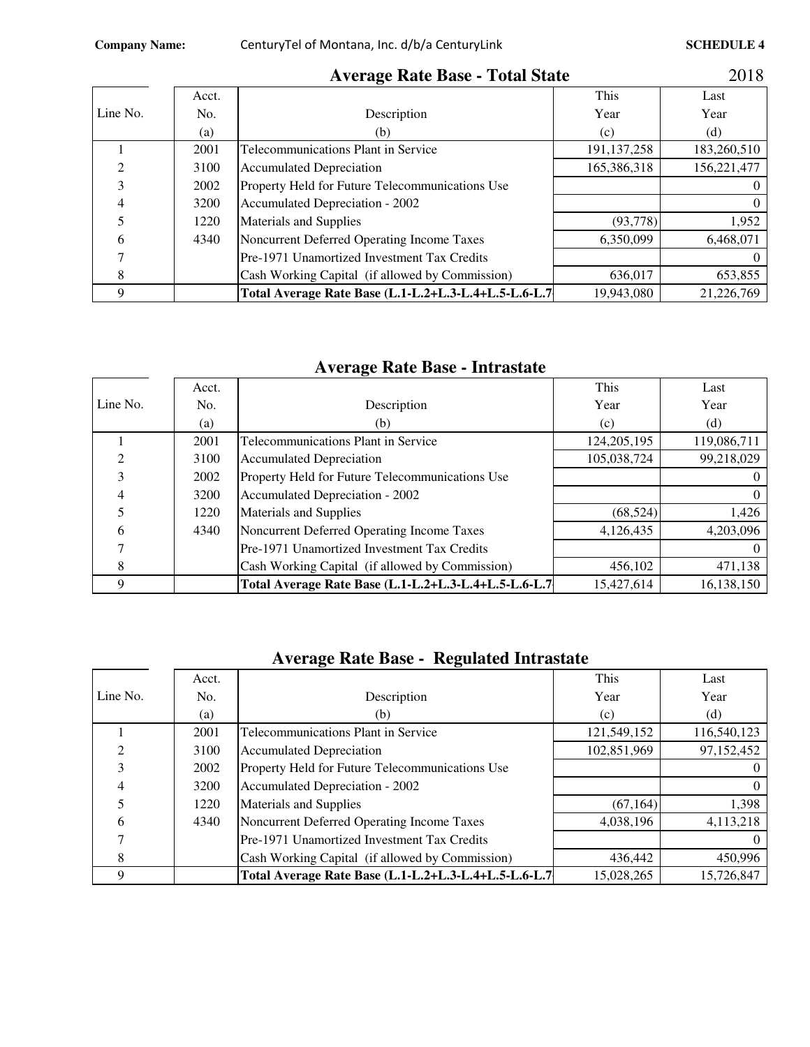**Company Name:** CenturyTel of Montana, Inc. d/b/a CenturyLink **SCHEDULE 4**

## Average Rate Base - Total State

2018

| Line No. | Acct. No. (a) | Description (b) | This Year (c) | Last Year (d) |
|---|---|---|---|---|
| 1 | 2001 | Telecommunications Plant in Service | 191,137,258 | 183,260,510 |
| 2 | 3100 | Accumulated Depreciation | 165,386,318 | 156,221,477 |
| 3 | 2002 | Property Held for Future Telecommunications Use | | 0 |
| 4 | 3200 | Accumulated Depreciation - 2002 | | 0 |
| 5 | 1220 | Materials and Supplies | (93,778) | 1,952 |
| 6 | 4340 | Noncurrent Deferred Operating Income Taxes | 6,350,099 | 6,468,071 |
| 7 | | Pre-1971 Unamortized Investment Tax Credits | | 0 |
| 8 | | Cash Working Capital (if allowed by Commission) | 636,017 | 653,855 |
| 9 | | **Total Average Rate Base (L.1-L.2+L.3-L.4+L.5-L.6-L.7** | 19,943,080 | 21,226,769 |

## Average Rate Base - Intrastate

| Line No. | Acct. No. (a) | Description (b) | This Year (c) | Last Year (d) |
|---|---|---|---|---|
| 1 | 2001 | Telecommunications Plant in Service | 124,205,195 | 119,086,711 |
| 2 | 3100 | Accumulated Depreciation | 105,038,724 | 99,218,029 |
| 3 | 2002 | Property Held for Future Telecommunications Use | | 0 |
| 4 | 3200 | Accumulated Depreciation - 2002 | | 0 |
| 5 | 1220 | Materials and Supplies | (68,524) | 1,426 |
| 6 | 4340 | Noncurrent Deferred Operating Income Taxes | 4,126,435 | 4,203,096 |
| 7 | | Pre-1971 Unamortized Investment Tax Credits | | 0 |
| 8 | | Cash Working Capital (if allowed by Commission) | 456,102 | 471,138 |
| 9 | | **Total Average Rate Base (L.1-L.2+L.3-L.4+L.5-L.6-L.7** | 15,427,614 | 16,138,150 |

## Average Rate Base - Regulated Intrastate

| Line No. | Acct. No. (a) | Description (b) | This Year (c) | Last Year (d) |
|---|---|---|---|---|
| 1 | 2001 | Telecommunications Plant in Service | 121,549,152 | 116,540,123 |
| 2 | 3100 | Accumulated Depreciation | 102,851,969 | 97,152,452 |
| 3 | 2002 | Property Held for Future Telecommunications Use | | 0 |
| 4 | 3200 | Accumulated Depreciation - 2002 | | 0 |
| 5 | 1220 | Materials and Supplies | (67,164) | 1,398 |
| 6 | 4340 | Noncurrent Deferred Operating Income Taxes | 4,038,196 | 4,113,218 |
| 7 | | Pre-1971 Unamortized Investment Tax Credits | | 0 |
| 8 | | Cash Working Capital (if allowed by Commission) | 436,442 | 450,996 |
| 9 | | **Total Average Rate Base (L.1-L.2+L.3-L.4+L.5-L.6-L.7** | 15,028,265 | 15,726,847 |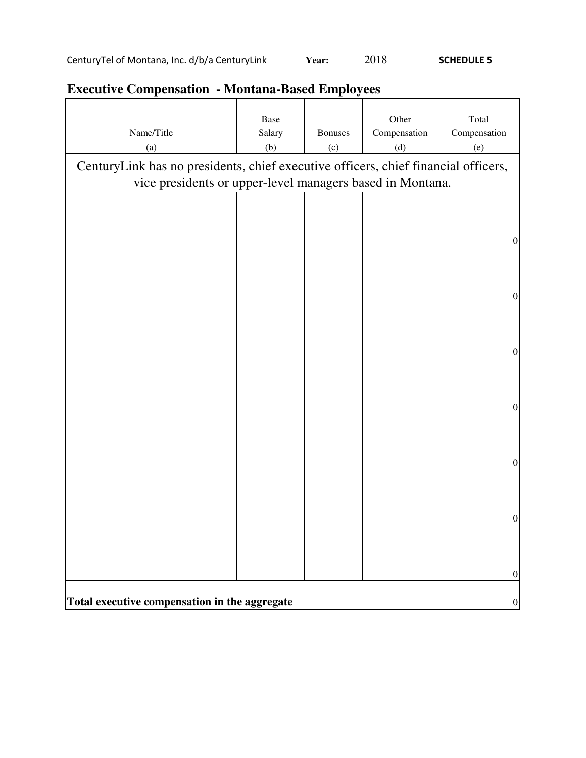CenturyTel of Montana, Inc. d/b/a CenturyLink **Year:** 2018 **SCHEDULE 5**

## Executive Compensation - Montana-Based Employees

| Name/Title (a) | Base Salary (b) | Bonuses (c) | Other Compensation (d) | Total Compensation (e) |
|---|---|---|---|---|
| CenturyLink has no presidents, chief executive officers, chief financial officers, vice presidents or upper-level managers based in Montana. | | | | |
| | | | | 0 |
| | | | | 0 |
| | | | | 0 |
| | | | | 0 |
| | | | | 0 |
| | | | | 0 |
| | | | | 0 |
| **Total executive compensation in the aggregate** | | | | 0 |